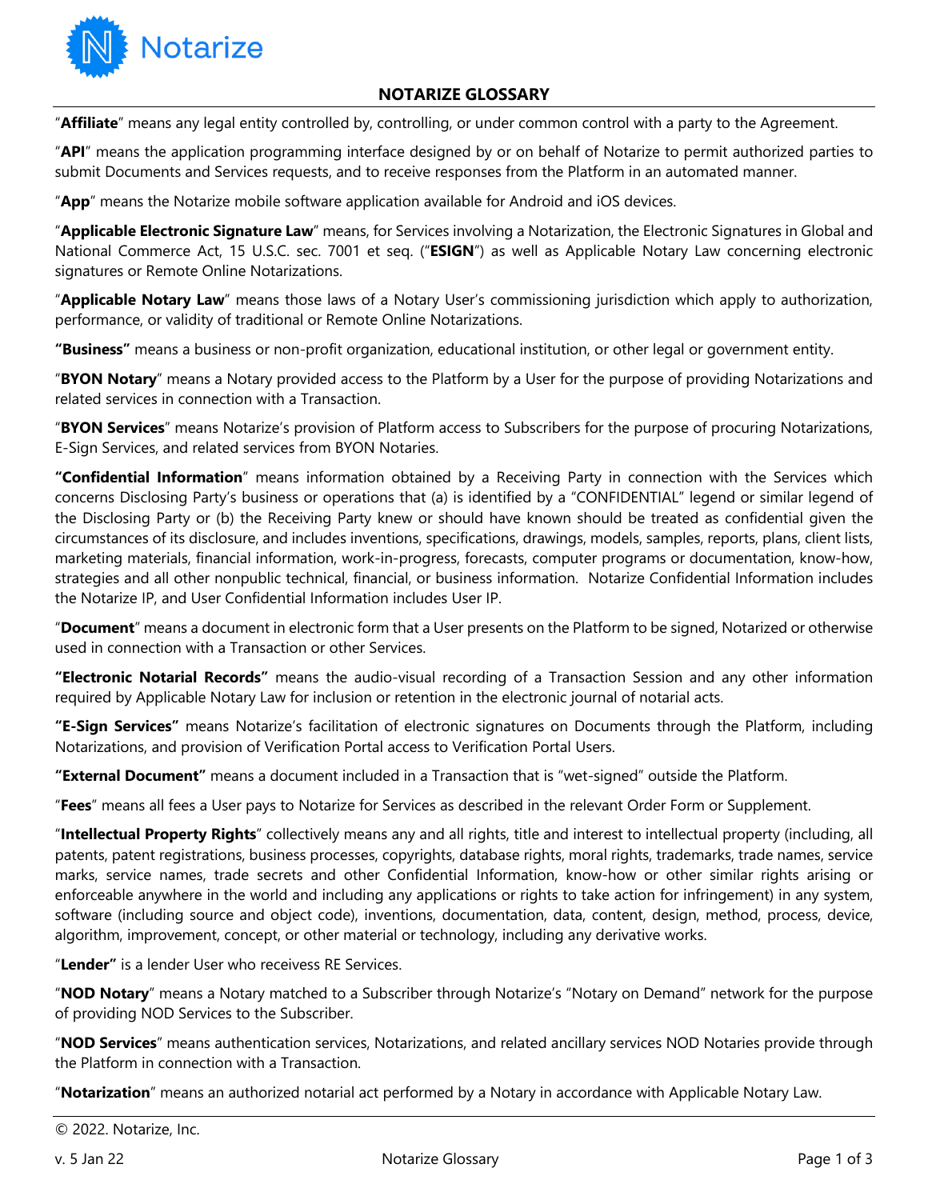# NOTARIZE GLOSSARY

"**Affiliate**" means any legal entity controlled by, controlling, or under common control with a party to the Agreement.

"**API**" means the application programming interface designed by or on behalf of Notarize to permit authorized parties to submit Documents and Services requests, and to receive responses from the Platform in an automated manner.

"**App**" means the Notarize mobile software application available for Android and iOS devices.

"**Applicable Electronic Signature Law**" means, for Services involving a Notarization, the Electronic Signatures in Global and National Commerce Act, 15 U.S.C. sec. 7001 et seq. ("**ESIGN**") as well as Applicable Notary Law concerning electronic signatures or Remote Online Notarizations.

"**Applicable Notary Law**" means those laws of a Notary User's commissioning jurisdiction which apply to authorization, performance, or validity of traditional or Remote Online Notarizations.

**"Business"** means a business or non-profit organization, educational institution, or other legal or government entity.

"**BYON Notary**" means a Notary provided access to the Platform by a User for the purpose of providing Notarizations and related services in connection with a Transaction.

"**BYON Services**" means Notarize's provision of Platform access to Subscribers for the purpose of procuring Notarizations, E-Sign Services, and related services from BYON Notaries.

**"Confidential Information**" means information obtained by a Receiving Party in connection with the Services which concerns Disclosing Party's business or operations that (a) is identified by a "CONFIDENTIAL" legend or similar legend of the Disclosing Party or (b) the Receiving Party knew or should have known should be treated as confidential given the circumstances of its disclosure, and includes inventions, specifications, drawings, models, samples, reports, plans, client lists, marketing materials, financial information, work-in-progress, forecasts, computer programs or documentation, know-how, strategies and all other nonpublic technical, financial, or business information. Notarize Confidential Information includes the Notarize IP, and User Confidential Information includes User IP.

"**Document**" means a document in electronic form that a User presents on the Platform to be signed, Notarized or otherwise used in connection with a Transaction or other Services.

**"Electronic Notarial Records"** means the audio-visual recording of a Transaction Session and any other information required by Applicable Notary Law for inclusion or retention in the electronic journal of notarial acts.

**"E-Sign Services"** means Notarize's facilitation of electronic signatures on Documents through the Platform, including Notarizations, and provision of Verification Portal access to Verification Portal Users.

**"External Document"** means a document included in a Transaction that is "wet-signed" outside the Platform.

"**Fees**" means all fees a User pays to Notarize for Services as described in the relevant Order Form or Supplement.

"**Intellectual Property Rights**" collectively means any and all rights, title and interest to intellectual property (including, all patents, patent registrations, business processes, copyrights, database rights, moral rights, trademarks, trade names, service marks, service names, trade secrets and other Confidential Information, know-how or other similar rights arising or enforceable anywhere in the world and including any applications or rights to take action for infringement) in any system, software (including source and object code), inventions, documentation, data, content, design, method, process, device, algorithm, improvement, concept, or other material or technology, including any derivative works.

"**Lender"** is a lender User who receivess RE Services.

"**NOD Notary**" means a Notary matched to a Subscriber through Notarize's "Notary on Demand" network for the purpose of providing NOD Services to the Subscriber.

"**NOD Services**" means authentication services, Notarizations, and related ancillary services NOD Notaries provide through the Platform in connection with a Transaction.

"**Notarization**" means an authorized notarial act performed by a Notary in accordance with Applicable Notary Law.

© 2022. Notarize, Inc.

v. 5 Jan 22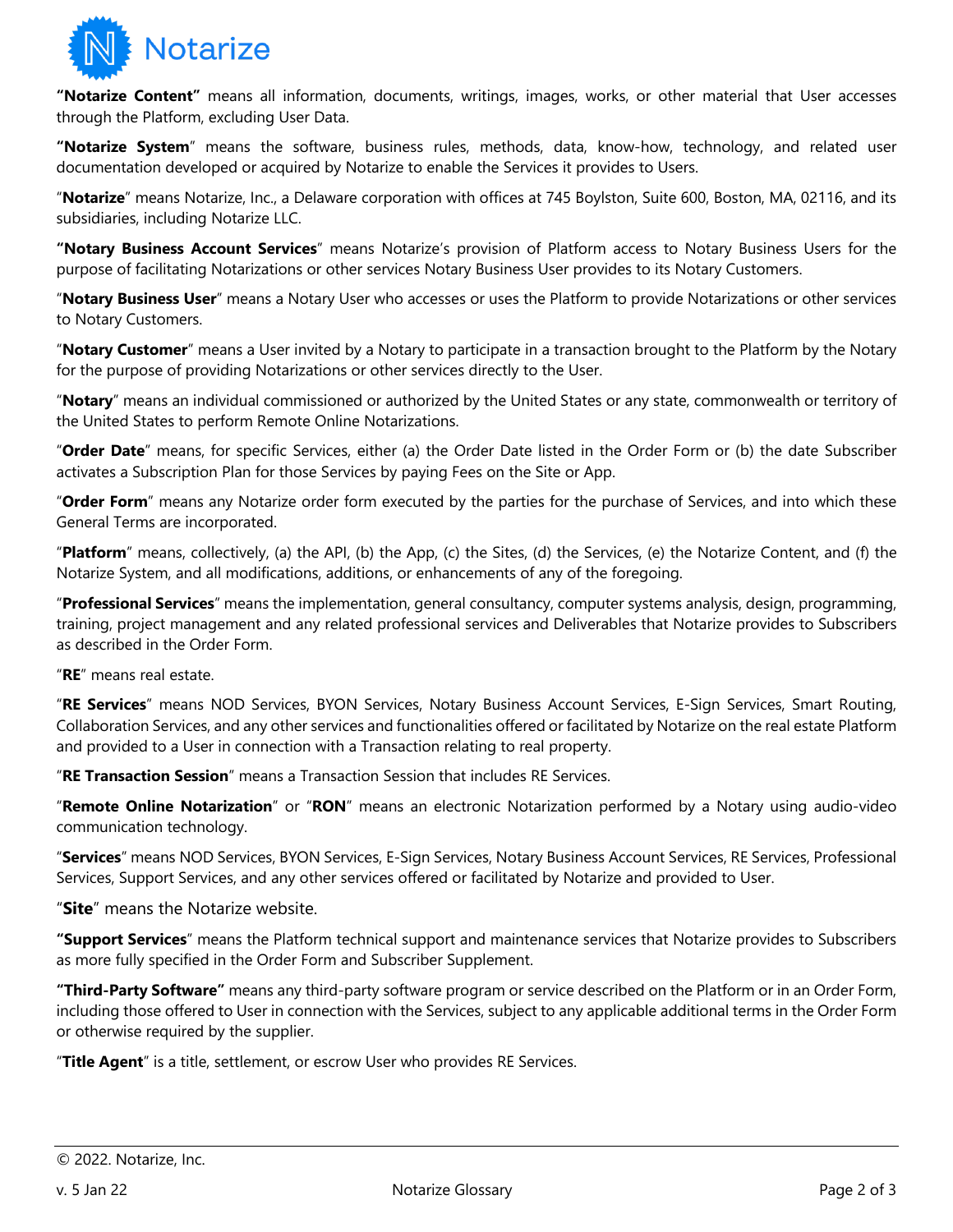**"Notarize Content"** means all information, documents, writings, images, works, or other material that User accesses through the Platform, excluding User Data.

**"Notarize System"** means the software, business rules, methods, data, know-how, technology, and related user documentation developed or acquired by Notarize to enable the Services it provides to Users.

"**Notarize**" means Notarize, Inc., a Delaware corporation with offices at 745 Boylston, Suite 600, Boston, MA, 02116, and its subsidiaries, including Notarize LLC.

**"Notary Business Account Services"** means Notarize's provision of Platform access to Notary Business Users for the purpose of facilitating Notarizations or other services Notary Business User provides to its Notary Customers.

"**Notary Business User**" means a Notary User who accesses or uses the Platform to provide Notarizations or other services to Notary Customers.

"**Notary Customer**" means a User invited by a Notary to participate in a transaction brought to the Platform by the Notary for the purpose of providing Notarizations or other services directly to the User.

"**Notary**" means an individual commissioned or authorized by the United States or any state, commonwealth or territory of the United States to perform Remote Online Notarizations.

"**Order Date**" means, for specific Services, either (a) the Order Date listed in the Order Form or (b) the date Subscriber activates a Subscription Plan for those Services by paying Fees on the Site or App.

"**Order Form**" means any Notarize order form executed by the parties for the purchase of Services, and into which these General Terms are incorporated.

"**Platform**" means, collectively, (a) the API, (b) the App, (c) the Sites, (d) the Services, (e) the Notarize Content, and (f) the Notarize System, and all modifications, additions, or enhancements of any of the foregoing.

"**Professional Services**" means the implementation, general consultancy, computer systems analysis, design, programming, training, project management and any related professional services and Deliverables that Notarize provides to Subscribers as described in the Order Form.

"**RE**" means real estate.

"**RE Services**" means NOD Services, BYON Services, Notary Business Account Services, E-Sign Services, Smart Routing, Collaboration Services, and any other services and functionalities offered or facilitated by Notarize on the real estate Platform and provided to a User in connection with a Transaction relating to real property.

"**RE Transaction Session**" means a Transaction Session that includes RE Services.

"**Remote Online Notarization**" or "**RON**" means an electronic Notarization performed by a Notary using audio-video communication technology.

"**Services**" means NOD Services, BYON Services, E-Sign Services, Notary Business Account Services, RE Services, Professional Services, Support Services, and any other services offered or facilitated by Notarize and provided to User.

"**Site**" means the Notarize website.

**"Support Services"** means the Platform technical support and maintenance services that Notarize provides to Subscribers as more fully specified in the Order Form and Subscriber Supplement.

**"Third-Party Software"** means any third-party software program or service described on the Platform or in an Order Form, including those offered to User in connection with the Services, subject to any applicable additional terms in the Order Form or otherwise required by the supplier.

"**Title Agent**" is a title, settlement, or escrow User who provides RE Services.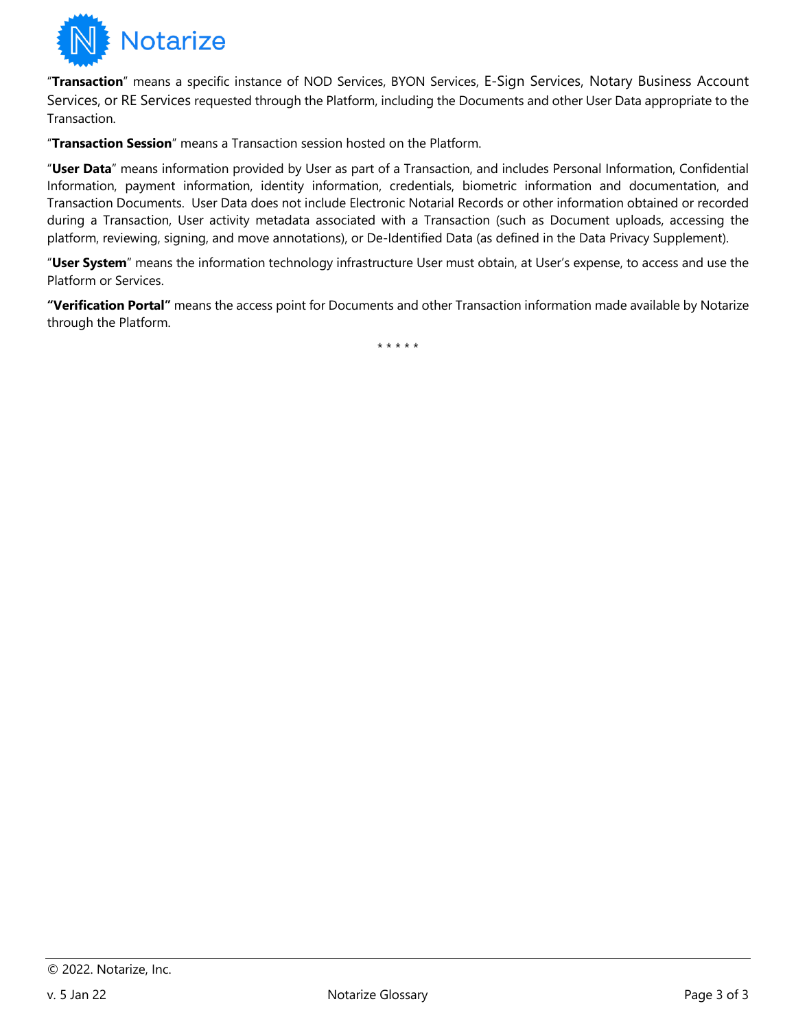"**Transaction**" means a specific instance of NOD Services, BYON Services, E-Sign Services, Notary Business Account Services, or RE Services requested through the Platform, including the Documents and other User Data appropriate to the Transaction.

"**Transaction Session**" means a Transaction session hosted on the Platform.

"**User Data**" means information provided by User as part of a Transaction, and includes Personal Information, Confidential Information, payment information, identity information, credentials, biometric information and documentation, and Transaction Documents. User Data does not include Electronic Notarial Records or other information obtained or recorded during a Transaction, User activity metadata associated with a Transaction (such as Document uploads, accessing the platform, reviewing, signing, and move annotations), or De-Identified Data (as defined in the Data Privacy Supplement).

"**User System**" means the information technology infrastructure User must obtain, at User's expense, to access and use the Platform or Services.

**"Verification Portal"** means the access point for Documents and other Transaction information made available by Notarize through the Platform.

\* \* \* \* \*